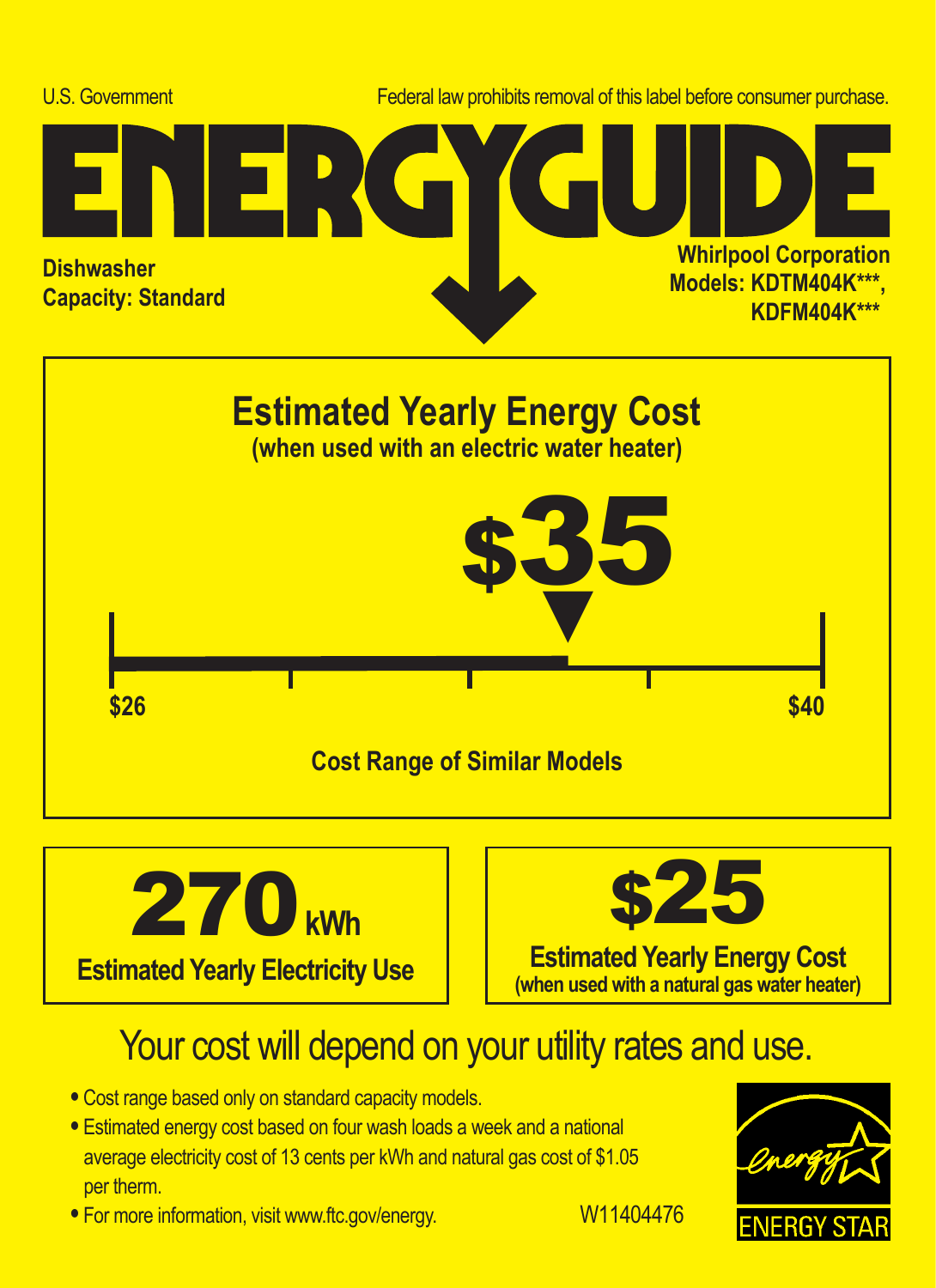U.S. Government

Federal law prohibits removal of this label before consumer purchase.

# ENERGYGUIDE

**Dishwasher**
**Capacity: Standard**

**Whirlpool Corporation**
**Models: KDTM404K***,**
**KDFM404K*****

## Estimated Yearly Energy Cost

**(when used with an electric water heater)**

# $35

$26

$40

**Cost Range of Similar Models**

# 270 kWh

**Estimated Yearly Electricity Use**

# $25

**Estimated Yearly Energy Cost**
**(when used with a natural gas water heater)**

## Your cost will depend on your utility rates and use.

- Cost range based only on standard capacity models.
- Estimated energy cost based on four wash loads a week and a national average electricity cost of 13 cents per kWh and natural gas cost of $1.05 per therm.
- For more information, visit www.ftc.gov/energy.

W11404476

ENERGY STAR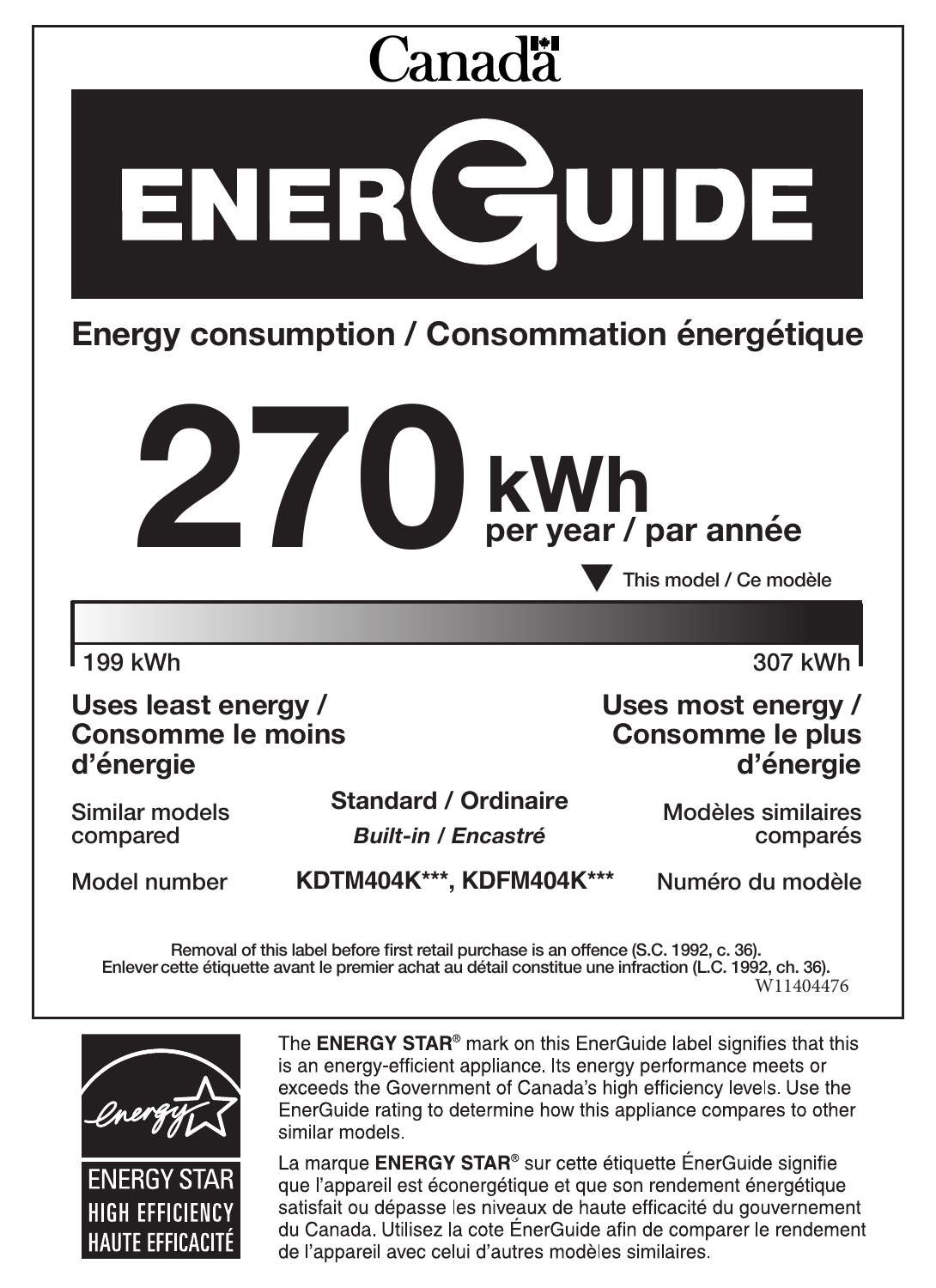Canada

# ENERGUIDE

## Energy consumption / Consommation énergétique

# 270 kWh

**per year / par année**

This model / Ce modèle

199 kWh

307 kWh

**Uses least energy / Consomme le moins d'énergie**

**Uses most energy / Consomme le plus d'énergie**

Similar models compared

**Standard / Ordinaire**

***Built-in / Encastré***

Modèles similaires comparés

Model number

**KDTM404K***, KDFM404K*****

Numéro du modèle

**Removal of this label before first retail purchase is an offence (S.C. 1992, c. 36).**
**Enlever cette étiquette avant le premier achat au détail constitue une infraction (L.C. 1992, ch. 36).**

W11404476

ENERGY STAR
HIGH EFFICIENCY
HAUTE EFFICACITÉ

The **ENERGY STAR**® mark on this EnerGuide label signifies that this is an energy-efficient appliance. Its energy performance meets or exceeds the Government of Canada's high efficiency levels. Use the EnerGuide rating to determine how this appliance compares to other similar models.

La marque **ENERGY STAR**® sur cette étiquette ÉnerGuide signifie que l'appareil est éconergétique et que son rendement énergétique satisfait ou dépasse les niveaux de haute efficacité du gouvernement du Canada. Utilisez la cote ÉnerGuide afin de comparer le rendement de l'appareil avec celui d'autres modèles similaires.